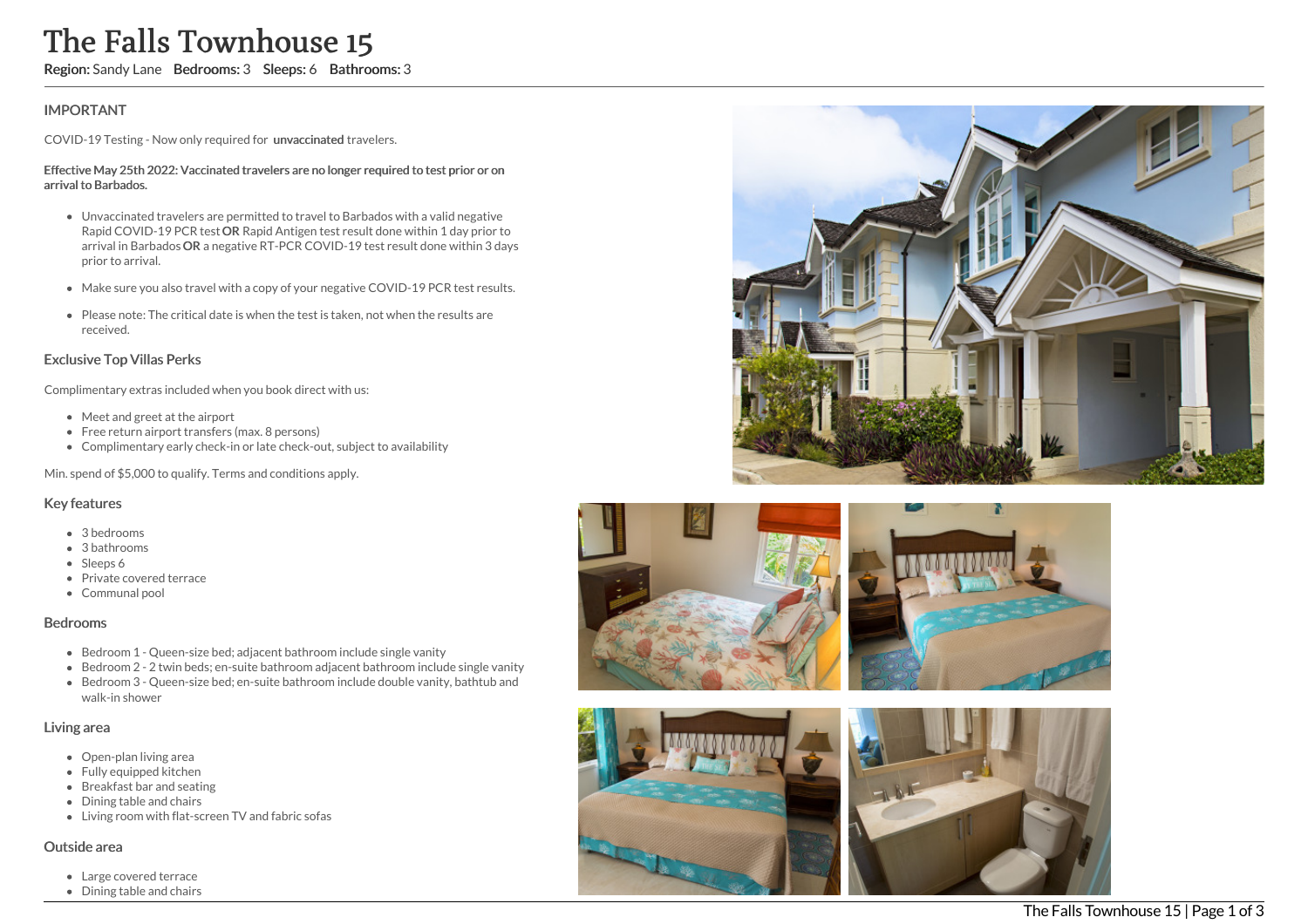# The Falls Townhouse 15

**Region:** Sandy Lane **Bedrooms:** 3 **Sleeps:** 6 **Bathrooms:** 3

## IMPORTANT

COVID-19 Testing - Now only required for **unvaccinated** travelers.

**Effective May 25th 2022: Vaccinated travelers are no longer required to test prior or on arrival to Barbados.**

- Unvaccinated travelers are permitted to travel to Barbados with a valid negative Rapid COVID-19 PCR test **OR** Rapid Antigen test result done within 1 day prior to arrival in Barbados **OR** a negative RT-PCR COVID-19 test result done within 3 days prior to arrival.
- Make sure you also travel with a copy of your negative COVID-19 PCR test results.
- Please note: The critical date is when the test is taken, not when the results are received.

## Exclusive Top Villas Perks

Complimentary extras included when you book direct with us:

- Meet and greet at the airport
- Free return airport transfers (max. 8 persons)
- Complimentary early check-in or late check-out, subject to availability

Min. spend of $5,000 to qualify. Terms and conditions apply.

## Key features

- 3 bedrooms
- 3 bathrooms
- Sleeps 6
- Private covered terrace
- Communal pool

## Bedrooms

- Bedroom 1 - Queen-size bed; adjacent bathroom include single vanity
- Bedroom 2 - 2 twin beds; en-suite bathroom adjacent bathroom include single vanity
- Bedroom 3 - Queen-size bed; en-suite bathroom include double vanity, bathtub and walk-in shower

## Living area

- Open-plan living area
- Fully equipped kitchen
- Breakfast bar and seating
- Dining table and chairs
- Living room with flat-screen TV and fabric sofas

## Outside area

- Large covered terrace
- Dining table and chairs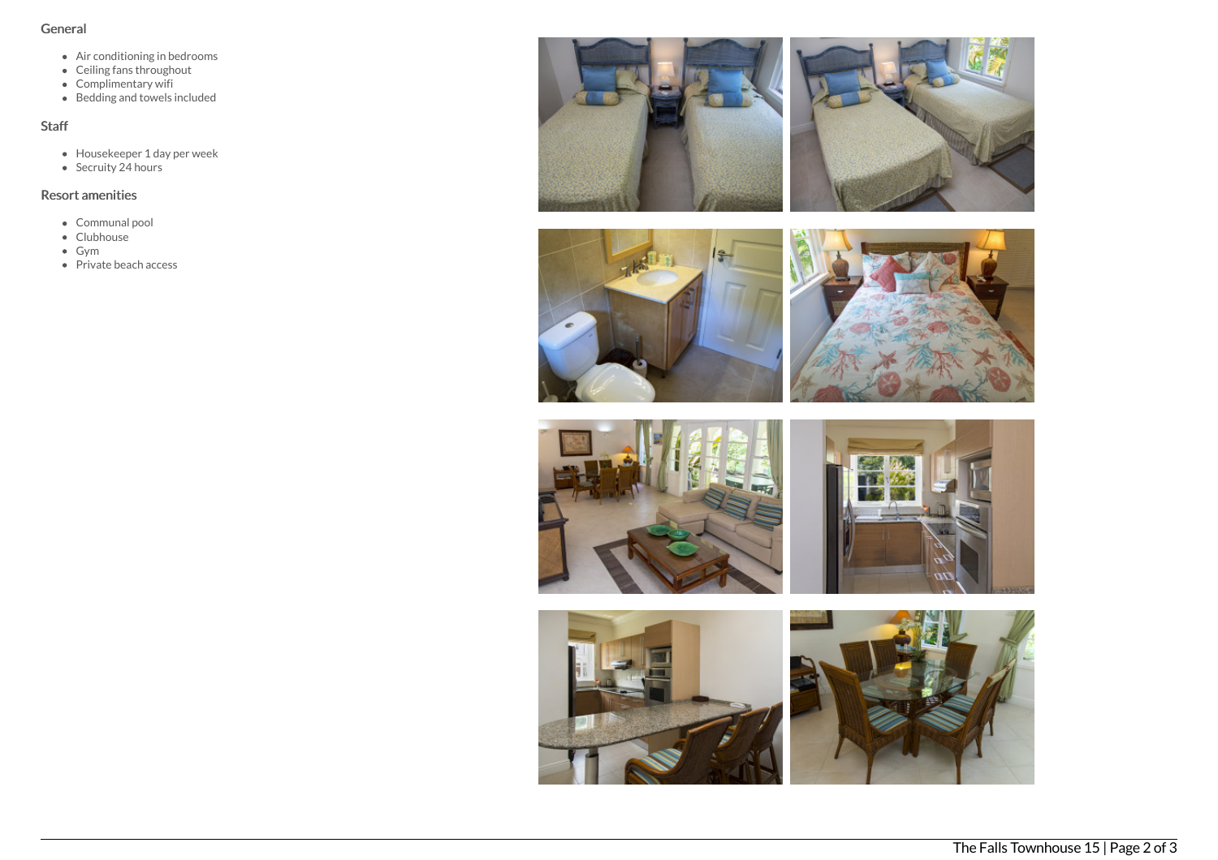## General

- Air conditioning in bedrooms
- Ceiling fans throughout
- Complimentary wifi
- Bedding and towels included

## Staff

- Housekeeper 1 day per week
- Secruity 24 hours

## Resort amenities

- Communal pool
- Clubhouse
- Gym
- Private beach access